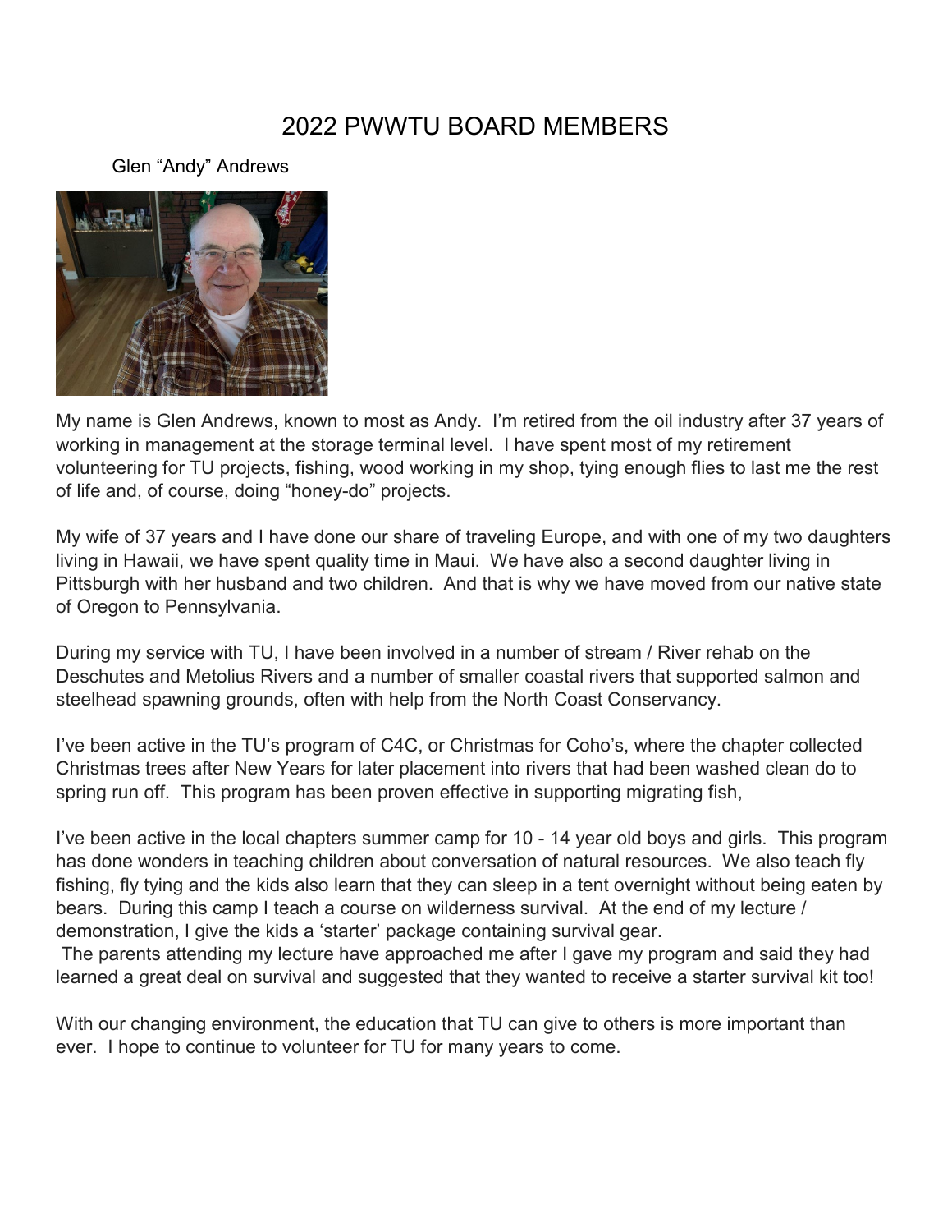# 2022 PWWTU BOARD MEMBERS

Glen "Andy" Andrews

My name is Glen Andrews, known to most as Andy. I'm retired from the oil industry after 37 years of working in management at the storage terminal level. I have spent most of my retirement volunteering for TU projects, fishing, wood working in my shop, tying enough flies to last me the rest of life and, of course, doing "honey-do" projects.

My wife of 37 years and I have done our share of traveling Europe, and with one of my two daughters living in Hawaii, we have spent quality time in Maui. We have also a second daughter living in Pittsburgh with her husband and two children. And that is why we have moved from our native state of Oregon to Pennsylvania.

During my service with TU, I have been involved in a number of stream / River rehab on the Deschutes and Metolius Rivers and a number of smaller coastal rivers that supported salmon and steelhead spawning grounds, often with help from the North Coast Conservancy.

I've been active in the TU's program of C4C, or Christmas for Coho's, where the chapter collected Christmas trees after New Years for later placement into rivers that had been washed clean do to spring run off. This program has been proven effective in supporting migrating fish,

I've been active in the local chapters summer camp for 10 - 14 year old boys and girls. This program has done wonders in teaching children about conversation of natural resources. We also teach fly fishing, fly tying and the kids also learn that they can sleep in a tent overnight without being eaten by bears. During this camp I teach a course on wilderness survival. At the end of my lecture / demonstration, I give the kids a 'starter' package containing survival gear.
The parents attending my lecture have approached me after I gave my program and said they had learned a great deal on survival and suggested that they wanted to receive a starter survival kit too!

With our changing environment, the education that TU can give to others is more important than ever. I hope to continue to volunteer for TU for many years to come.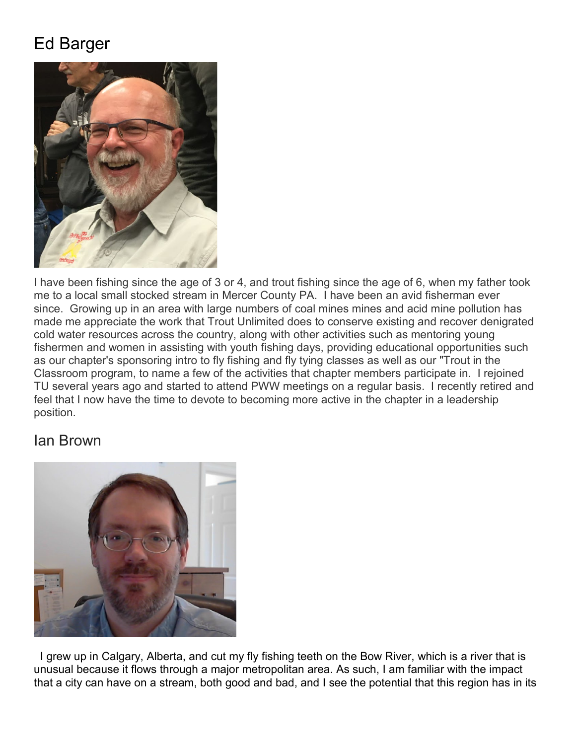## Ed Barger

I have been fishing since the age of 3 or 4, and trout fishing since the age of 6, when my father took me to a local small stocked stream in Mercer County PA. I have been an avid fisherman ever since. Growing up in an area with large numbers of coal mines mines and acid mine pollution has made me appreciate the work that Trout Unlimited does to conserve existing and recover denigrated cold water resources across the country, along with other activities such as mentoring young fishermen and women in assisting with youth fishing days, providing educational opportunities such as our chapter's sponsoring intro to fly fishing and fly tying classes as well as our "Trout in the Classroom program, to name a few of the activities that chapter members participate in. I rejoined TU several years ago and started to attend PWW meetings on a regular basis. I recently retired and feel that I now have the time to devote to becoming more active in the chapter in a leadership position.

## Ian Brown

I grew up in Calgary, Alberta, and cut my fly fishing teeth on the Bow River, which is a river that is unusual because it flows through a major metropolitan area. As such, I am familiar with the impact that a city can have on a stream, both good and bad, and I see the potential that this region has in its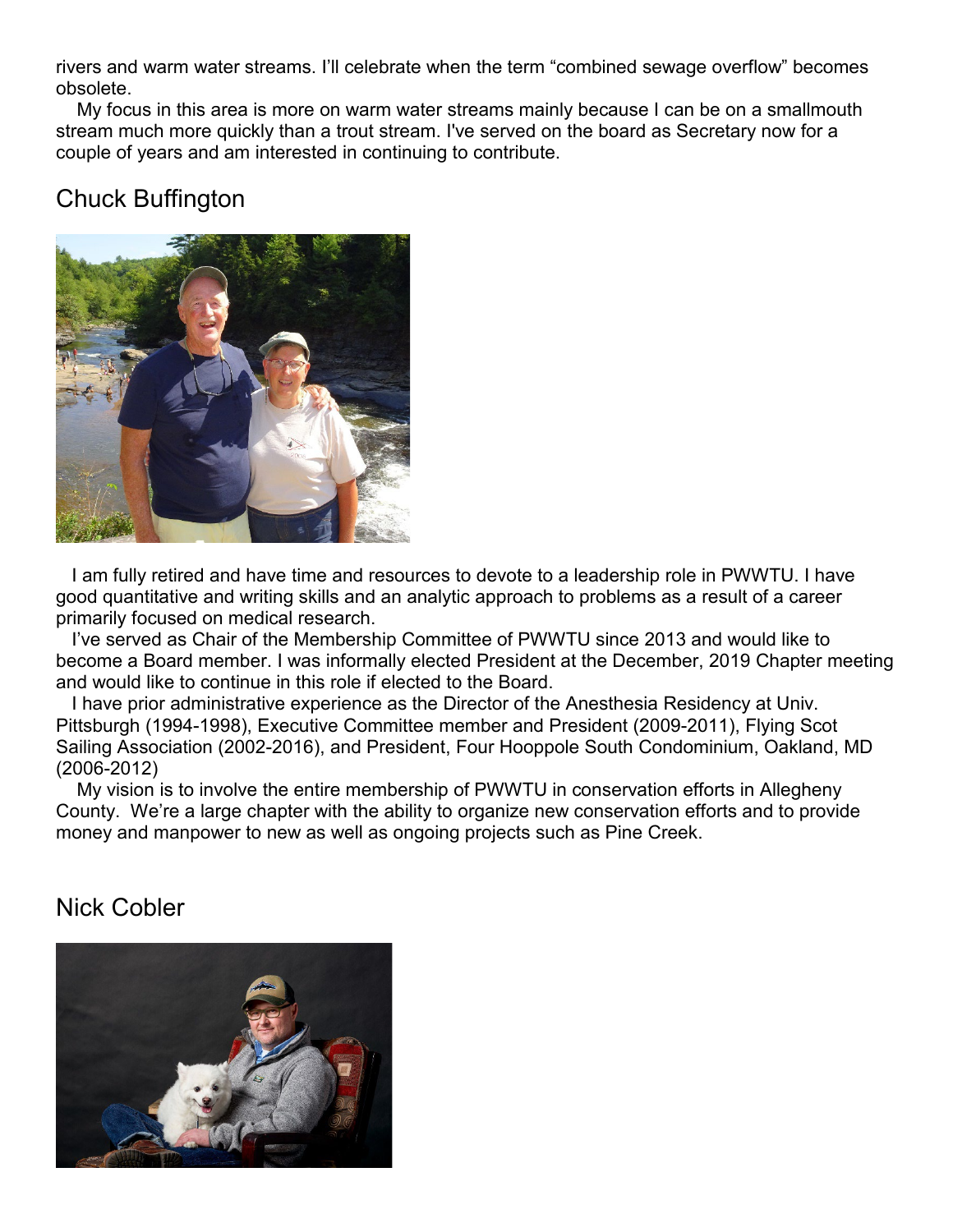rivers and warm water streams. I'll celebrate when the term "combined sewage overflow" becomes obsolete.

My focus in this area is more on warm water streams mainly because I can be on a smallmouth stream much more quickly than a trout stream. I've served on the board as Secretary now for a couple of years and am interested in continuing to contribute.

## Chuck Buffington

I am fully retired and have time and resources to devote to a leadership role in PWWTU. I have good quantitative and writing skills and an analytic approach to problems as a result of a career primarily focused on medical research.

I've served as Chair of the Membership Committee of PWWTU since 2013 and would like to become a Board member. I was informally elected President at the December, 2019 Chapter meeting and would like to continue in this role if elected to the Board.

I have prior administrative experience as the Director of the Anesthesia Residency at Univ. Pittsburgh (1994-1998), Executive Committee member and President (2009-2011), Flying Scot Sailing Association (2002-2016), and President, Four Hooppole South Condominium, Oakland, MD (2006-2012)

My vision is to involve the entire membership of PWWTU in conservation efforts in Allegheny County. We're a large chapter with the ability to organize new conservation efforts and to provide money and manpower to new as well as ongoing projects such as Pine Creek.

## Nick Cobler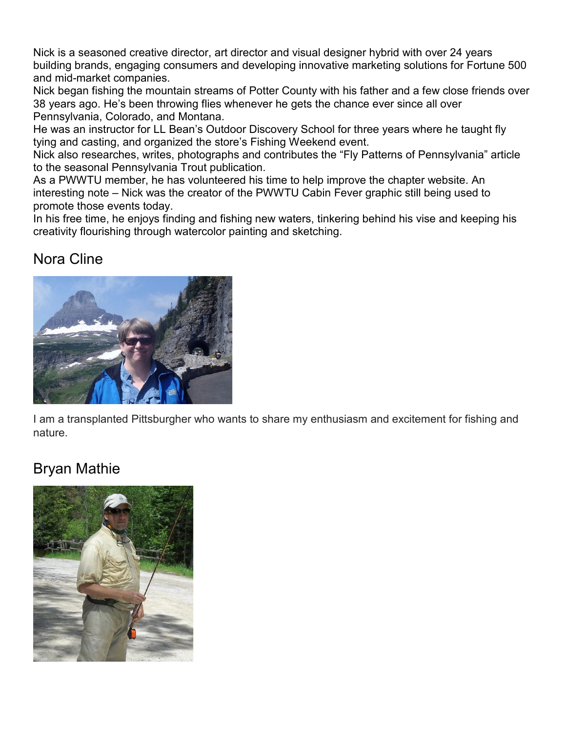Nick is a seasoned creative director, art director and visual designer hybrid with over 24 years building brands, engaging consumers and developing innovative marketing solutions for Fortune 500 and mid-market companies.

Nick began fishing the mountain streams of Potter County with his father and a few close friends over 38 years ago. He's been throwing flies whenever he gets the chance ever since all over Pennsylvania, Colorado, and Montana.

He was an instructor for LL Bean's Outdoor Discovery School for three years where he taught fly tying and casting, and organized the store's Fishing Weekend event.

Nick also researches, writes, photographs and contributes the "Fly Patterns of Pennsylvania" article to the seasonal Pennsylvania Trout publication.

As a PWWTU member, he has volunteered his time to help improve the chapter website. An interesting note – Nick was the creator of the PWWTU Cabin Fever graphic still being used to promote those events today.

In his free time, he enjoys finding and fishing new waters, tinkering behind his vise and keeping his creativity flourishing through watercolor painting and sketching.

## Nora Cline

I am a transplanted Pittsburgher who wants to share my enthusiasm and excitement for fishing and nature.

## Bryan Mathie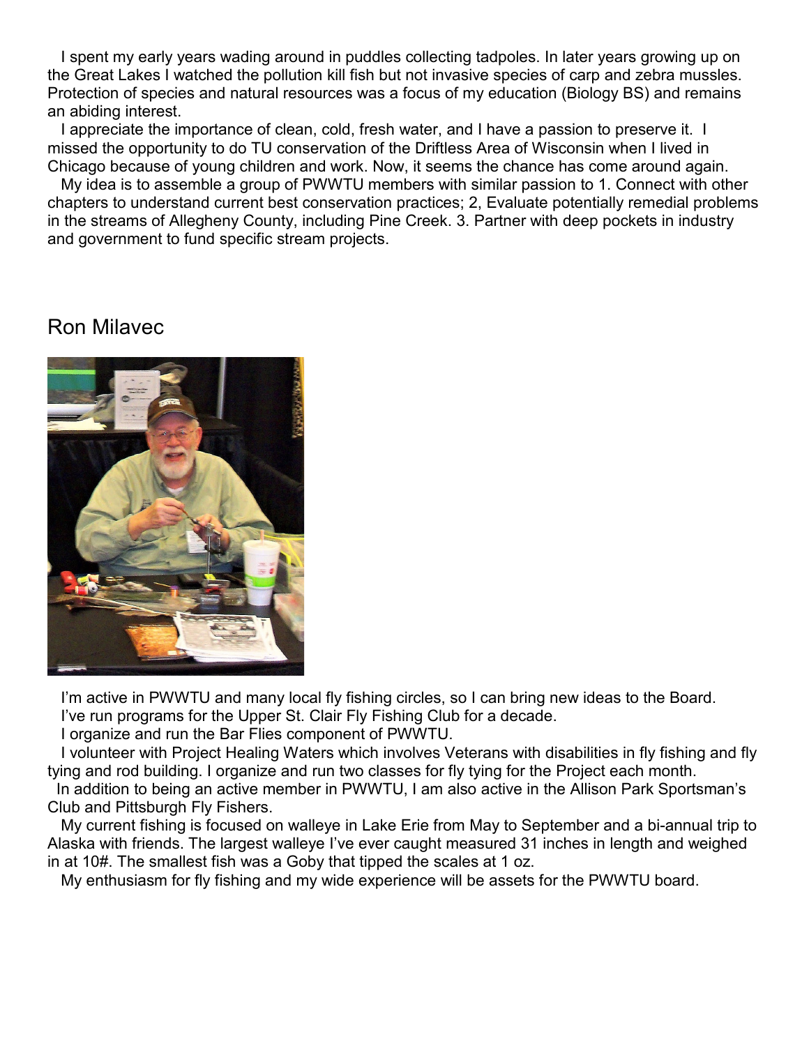I spent my early years wading around in puddles collecting tadpoles. In later years growing up on the Great Lakes I watched the pollution kill fish but not invasive species of carp and zebra mussles. Protection of species and natural resources was a focus of my education (Biology BS) and remains an abiding interest.

I appreciate the importance of clean, cold, fresh water, and I have a passion to preserve it. I missed the opportunity to do TU conservation of the Driftless Area of Wisconsin when I lived in Chicago because of young children and work. Now, it seems the chance has come around again.

My idea is to assemble a group of PWWTU members with similar passion to 1. Connect with other chapters to understand current best conservation practices; 2, Evaluate potentially remedial problems in the streams of Allegheny County, including Pine Creek. 3. Partner with deep pockets in industry and government to fund specific stream projects.

## Ron Milavec

I'm active in PWWTU and many local fly fishing circles, so I can bring new ideas to the Board.

I've run programs for the Upper St. Clair Fly Fishing Club for a decade.

I organize and run the Bar Flies component of PWWTU.

I volunteer with Project Healing Waters which involves Veterans with disabilities in fly fishing and fly tying and rod building. I organize and run two classes for fly tying for the Project each month.

In addition to being an active member in PWWTU, I am also active in the Allison Park Sportsman's Club and Pittsburgh Fly Fishers.

My current fishing is focused on walleye in Lake Erie from May to September and a bi-annual trip to Alaska with friends. The largest walleye I've ever caught measured 31 inches in length and weighed in at 10#. The smallest fish was a Goby that tipped the scales at 1 oz.

My enthusiasm for fly fishing and my wide experience will be assets for the PWWTU board.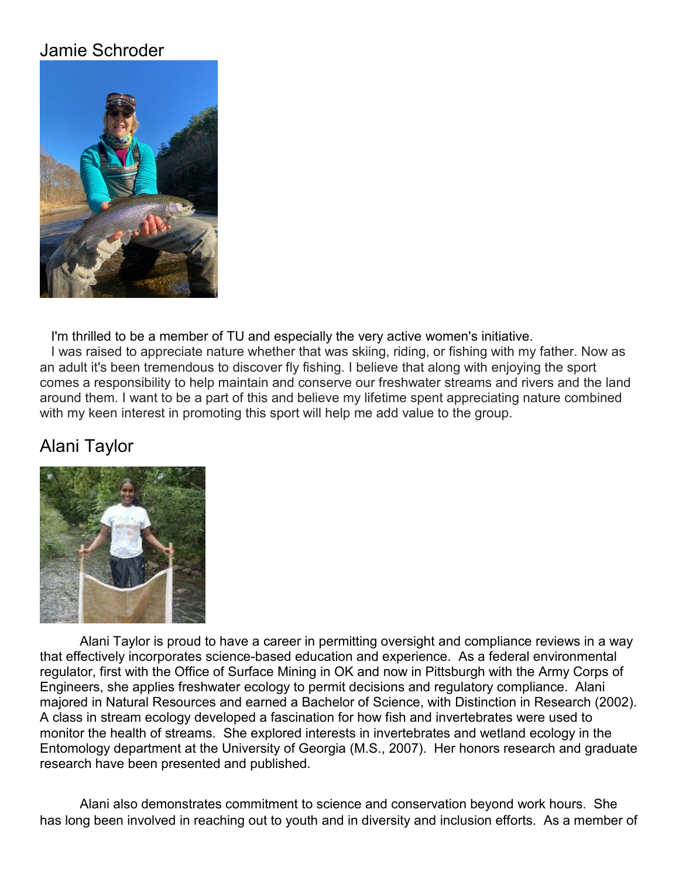## Jamie Schroder

I'm thrilled to be a member of TU and especially the very active women's initiative.

I was raised to appreciate nature whether that was skiing, riding, or fishing with my father. Now as an adult it's been tremendous to discover fly fishing. I believe that along with enjoying the sport comes a responsibility to help maintain and conserve our freshwater streams and rivers and the land around them. I want to be a part of this and believe my lifetime spent appreciating nature combined with my keen interest in promoting this sport will help me add value to the group.

## Alani Taylor

Alani Taylor is proud to have a career in permitting oversight and compliance reviews in a way that effectively incorporates science-based education and experience. As a federal environmental regulator, first with the Office of Surface Mining in OK and now in Pittsburgh with the Army Corps of Engineers, she applies freshwater ecology to permit decisions and regulatory compliance. Alani majored in Natural Resources and earned a Bachelor of Science, with Distinction in Research (2002). A class in stream ecology developed a fascination for how fish and invertebrates were used to monitor the health of streams. She explored interests in invertebrates and wetland ecology in the Entomology department at the University of Georgia (M.S., 2007). Her honors research and graduate research have been presented and published.

Alani also demonstrates commitment to science and conservation beyond work hours. She has long been involved in reaching out to youth and in diversity and inclusion efforts. As a member of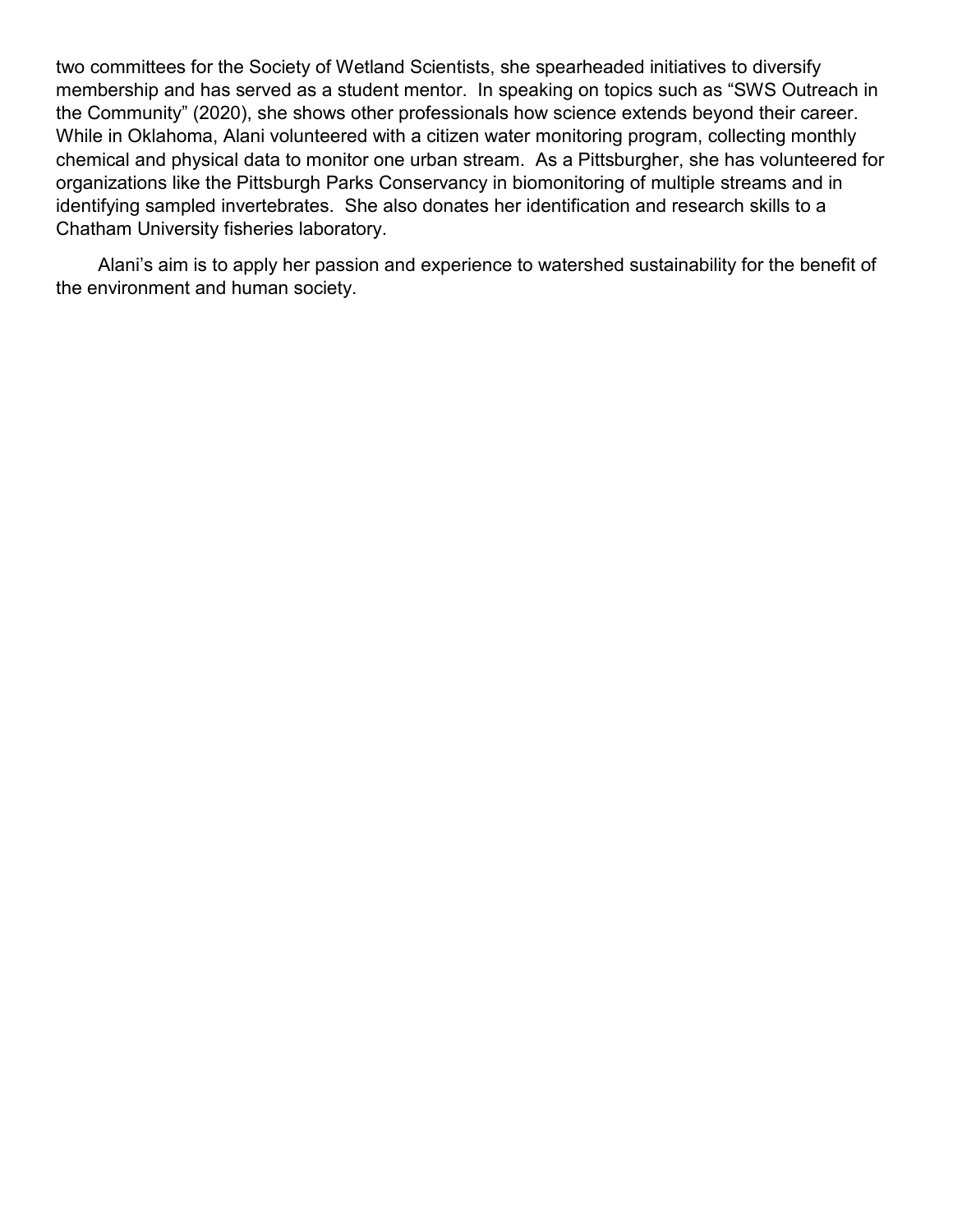two committees for the Society of Wetland Scientists, she spearheaded initiatives to diversify membership and has served as a student mentor. In speaking on topics such as “SWS Outreach in the Community” (2020), she shows other professionals how science extends beyond their career. While in Oklahoma, Alani volunteered with a citizen water monitoring program, collecting monthly chemical and physical data to monitor one urban stream. As a Pittsburgher, she has volunteered for organizations like the Pittsburgh Parks Conservancy in biomonitoring of multiple streams and in identifying sampled invertebrates. She also donates her identification and research skills to a Chatham University fisheries laboratory.

Alani’s aim is to apply her passion and experience to watershed sustainability for the benefit of the environment and human society.